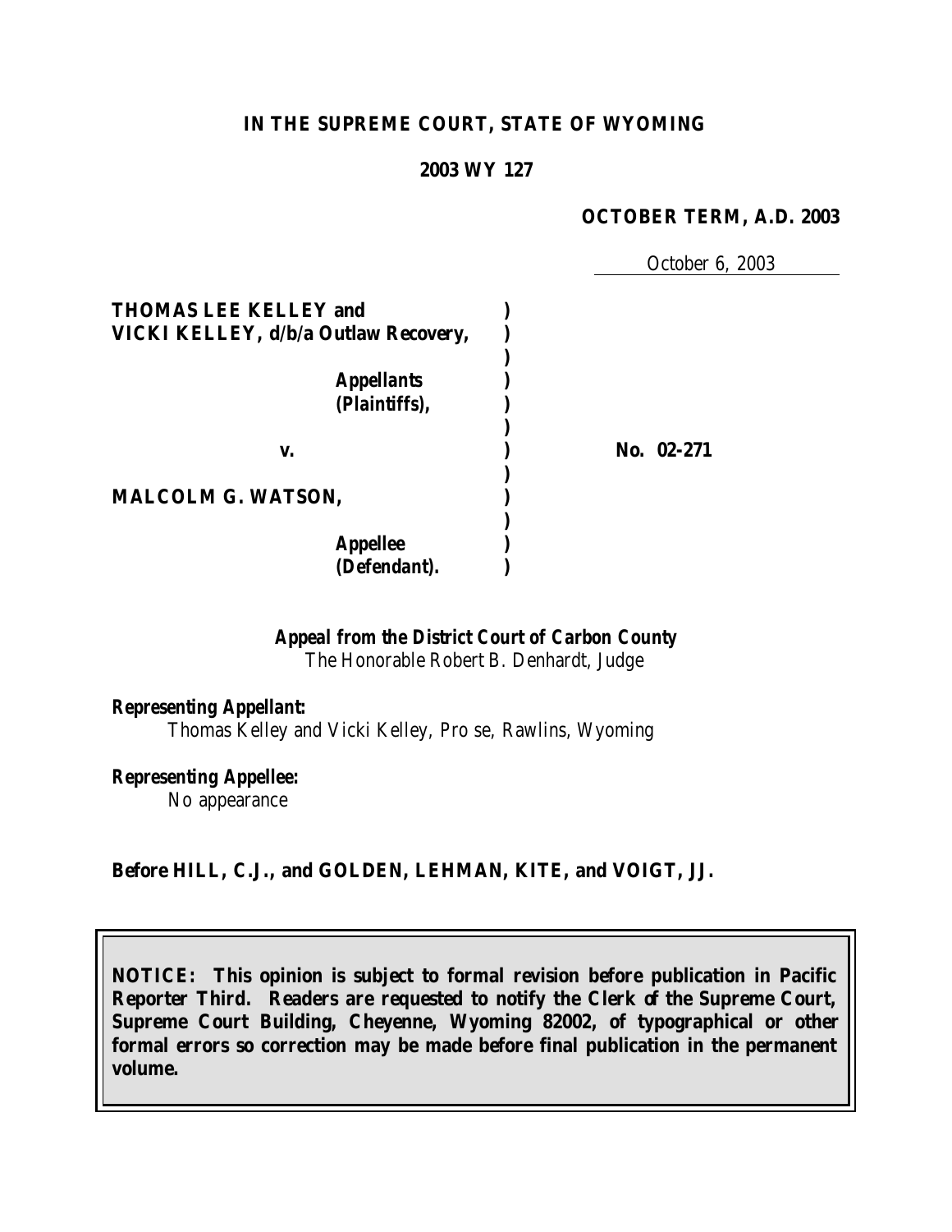**IN THE SUPREME COURT, STATE OF WYOMING**

**2003 WY 127**

**OCTOBER TERM, A.D. 2003**

October 6, 2003

| | | |
|---|---|---|
| **THOMAS LEE KELLEY and VICKI KELLEY, d/b/a Outlaw Recovery,** | ) | |
| ***Appellants (Plaintiffs),*** | ) | |
| **v.** | ) | **No. 02-271** |
| **MALCOLM G. WATSON,** | ) | |
| ***Appellee (Defendant).*** | ) | |

***Appeal from the District Court of Carbon County***
The Honorable Robert B. Denhardt, Judge

***Representing Appellant:***
Thomas Kelley and Vicki Kelley, Pro se, Rawlins, Wyoming

***Representing Appellee:***
No appearance

**Before HILL, C.J., and GOLDEN, LEHMAN, KITE, and VOIGT, JJ.**

**NOTICE: This opinion is subject to formal revision before publication in Pacific Reporter Third. Readers are requested to notify the Clerk of the Supreme Court, Supreme Court Building, Cheyenne, Wyoming 82002, of typographical or other formal errors so correction may be made before final publication in the permanent volume.**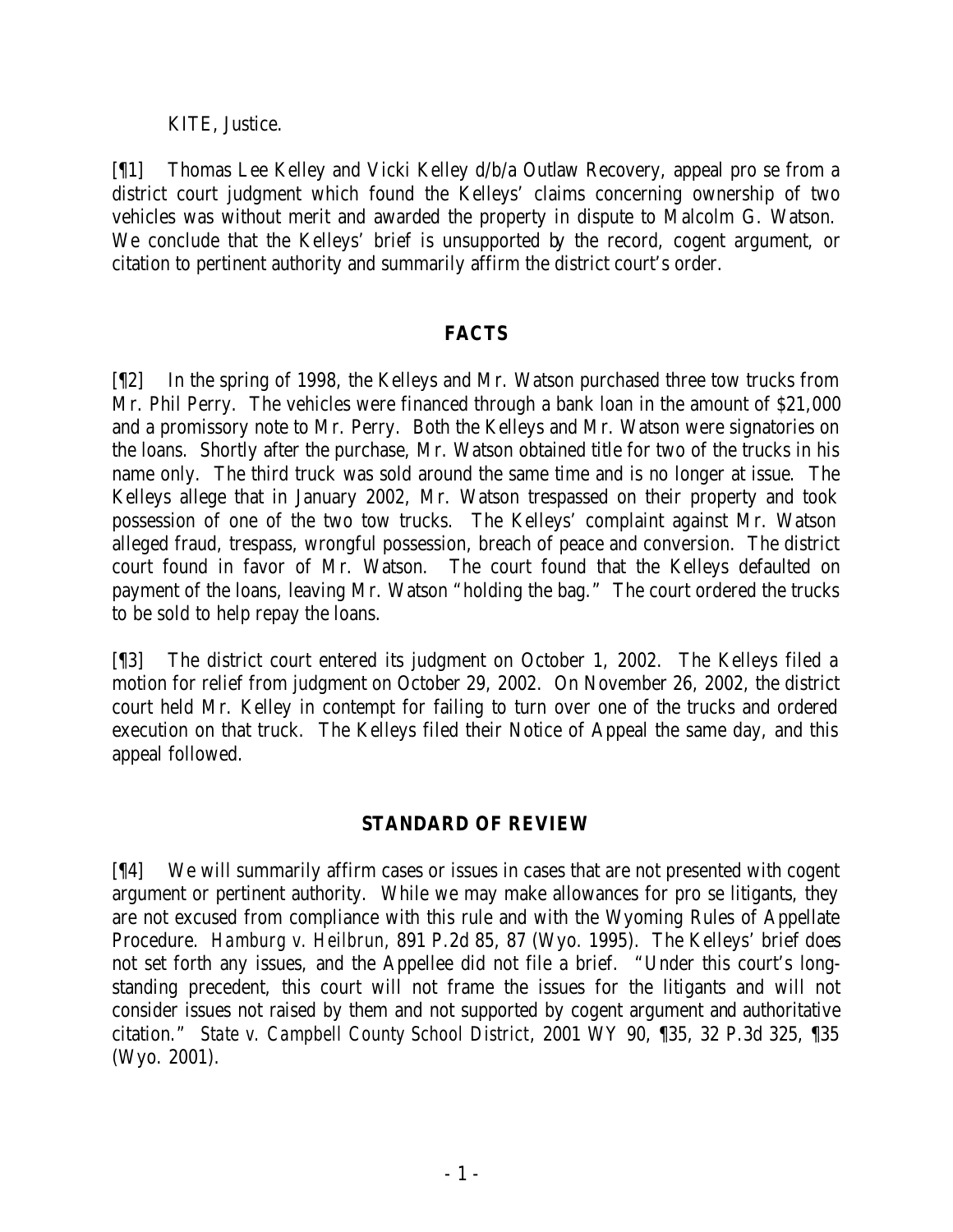KITE, Justice.

[¶1] Thomas Lee Kelley and Vicki Kelley d/b/a Outlaw Recovery, appeal pro se from a district court judgment which found the Kelleys' claims concerning ownership of two vehicles was without merit and awarded the property in dispute to Malcolm G. Watson. We conclude that the Kelleys' brief is unsupported by the record, cogent argument, or citation to pertinent authority and summarily affirm the district court's order.

## FACTS

[¶2] In the spring of 1998, the Kelleys and Mr. Watson purchased three tow trucks from Mr. Phil Perry. The vehicles were financed through a bank loan in the amount of $21,000 and a promissory note to Mr. Perry. Both the Kelleys and Mr. Watson were signatories on the loans. Shortly after the purchase, Mr. Watson obtained title for two of the trucks in his name only. The third truck was sold around the same time and is no longer at issue. The Kelleys allege that in January 2002, Mr. Watson trespassed on their property and took possession of one of the two tow trucks. The Kelleys' complaint against Mr. Watson alleged fraud, trespass, wrongful possession, breach of peace and conversion. The district court found in favor of Mr. Watson. The court found that the Kelleys defaulted on payment of the loans, leaving Mr. Watson "holding the bag." The court ordered the trucks to be sold to help repay the loans.

[¶3] The district court entered its judgment on October 1, 2002. The Kelleys filed a motion for relief from judgment on October 29, 2002. On November 26, 2002, the district court held Mr. Kelley in contempt for failing to turn over one of the trucks and ordered execution on that truck. The Kelleys filed their Notice of Appeal the same day, and this appeal followed.

## STANDARD OF REVIEW

[¶4] We will summarily affirm cases or issues in cases that are not presented with cogent argument or pertinent authority. While we may make allowances for pro se litigants, they are not excused from compliance with this rule and with the Wyoming Rules of Appellate Procedure. *Hamburg v. Heilbrun,* 891 P.2d 85, 87 (Wyo. 1995). The Kelleys' brief does not set forth any issues, and the Appellee did not file a brief. "Under this court's long-standing precedent, this court will not frame the issues for the litigants and will not consider issues not raised by them and not supported by cogent argument and authoritative citation." *State v. Campbell County School District*, 2001 WY 90, ¶35, 32 P.3d 325, ¶35 (Wyo. 2001).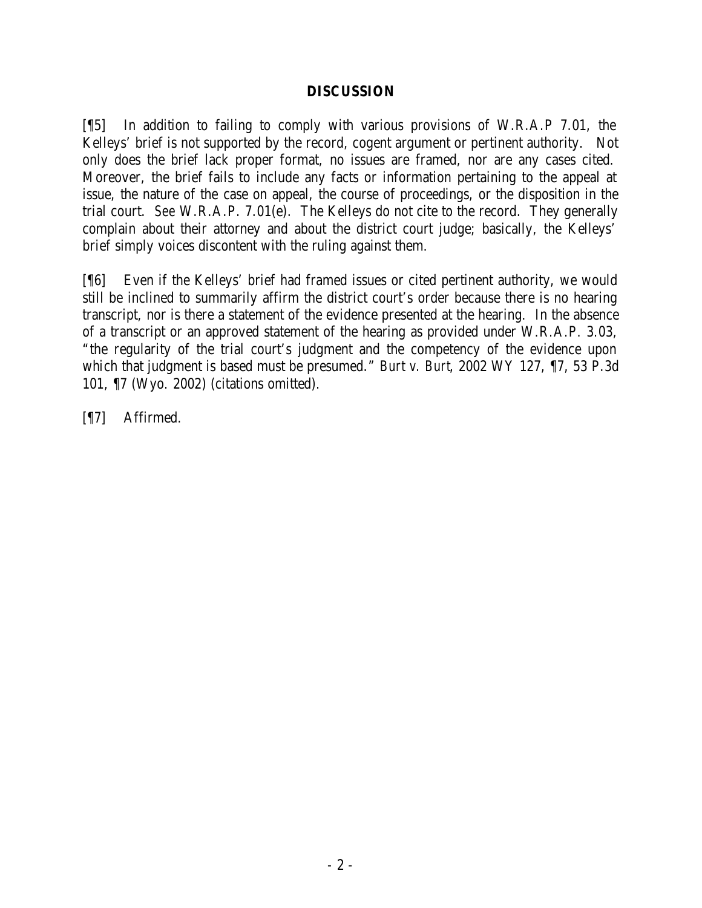## DISCUSSION

[¶5] In addition to failing to comply with various provisions of W.R.A.P 7.01, the Kelleys' brief is not supported by the record, cogent argument or pertinent authority. Not only does the brief lack proper format, no issues are framed, nor are any cases cited. Moreover, the brief fails to include any facts or information pertaining to the appeal at issue, the nature of the case on appeal, the course of proceedings, or the disposition in the trial court. *See* W.R.A.P. 7.01(e). The Kelleys do not cite to the record. They generally complain about their attorney and about the district court judge; basically, the Kelleys' brief simply voices discontent with the ruling against them.

[¶6] Even if the Kelleys' brief had framed issues or cited pertinent authority, we would still be inclined to summarily affirm the district court's order because there is no hearing transcript, nor is there a statement of the evidence presented at the hearing. In the absence of a transcript or an approved statement of the hearing as provided under W.R.A.P. 3.03, "the regularity of the trial court's judgment and the competency of the evidence upon which that judgment is based must be presumed." *Burt v. Burt*, 2002 WY 127, ¶7, 53 P.3d 101, ¶7 (Wyo. 2002) (citations omitted).

[¶7] Affirmed.